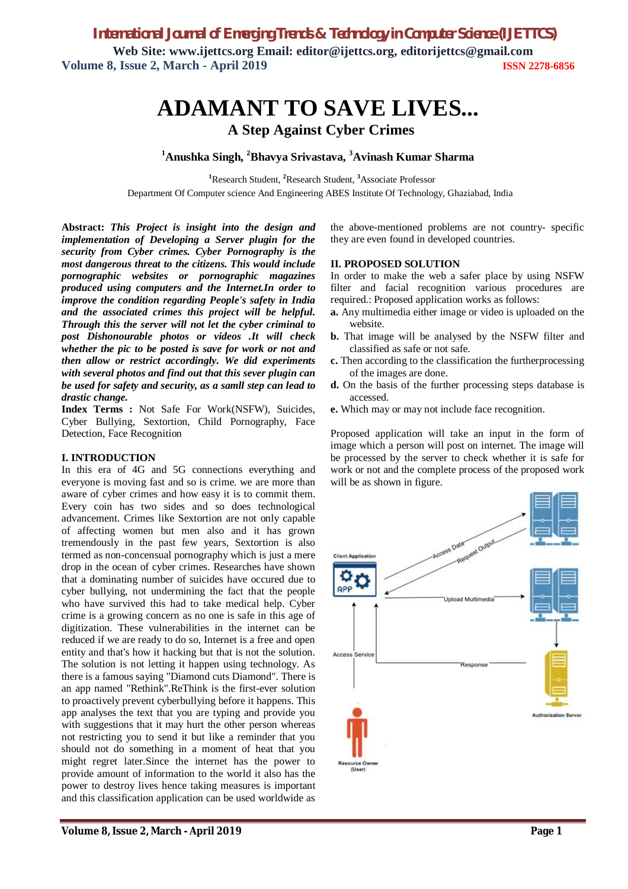# ADAMANT TO SAVE LIVES...

## A Step Against Cyber Crimes

**[1]Anushka Singh, [2]Bhavya Srivastava, [3]Avinash Kumar Sharma**

[1]Research Student, [2]Research Student, [3]Associate Professor
Department Of Computer science And Engineering ABES Institute Of Technology, Ghaziabad, India

**Abstract:** ***This Project is insight into the design and implementation of Developing a Server plugin for the security from Cyber crimes. Cyber Pornography is the most dangerous threat to the citizens. This would include pornographic websites or pornographic magazines produced using computers and the Internet.In order to improve the condition regarding People's safety in India and the associated crimes this project will be helpful. Through this the server will not let the cyber criminal to post Dishonourable photos or videos .It will check whether the pic to be posted is save for work or not and then allow or restrict accordingly. We did experiments with several photos and find out that this sever plugin can be used for safety and security, as a samll step can lead to drastic change.***

**Index Terms :** Not Safe For Work(NSFW), Suicides, Cyber Bullying, Sextortion, Child Pornography, Face Detection, Face Recognition

## I. INTRODUCTION

In this era of 4G and 5G connections everything and everyone is moving fast and so is crime. we are more than aware of cyber crimes and how easy it is to commit them. Every coin has two sides and so does technological advancement. Crimes like Sextortion are not only capable of affecting women but men also and it has grown tremendously in the past few years, Sextortion is also termed as non-concensual pornography which is just a mere drop in the ocean of cyber crimes. Researches have shown that a dominating number of suicides have occured due to cyber bullying, not undermining the fact that the people who have survived this had to take medical help. Cyber crime is a growing concern as no one is safe in this age of digitization. These vulnerabilities in the internet can be reduced if we are ready to do so, Internet is a free and open entity and that's how it hacking but that is not the solution. The solution is not letting it happen using technology. As there is a famous saying "Diamond cuts Diamond". There is an app named "Rethink".ReThink is the first-ever solution to proactively prevent cyberbullying before it happens. This app analyses the text that you are typing and provide you with suggestions that it may hurt the other person whereas not restricting you to send it but like a reminder that you should not do something in a moment of heat that you might regret later.Since the internet has the power to provide amount of information to the world it also has the power to destroy lives hence taking measures is important and this classification application can be used worldwide as the above-mentioned problems are not country- specific they are even found in developed countries.

## II. PROPOSED SOLUTION

In order to make the web a safer place by using NSFW filter and facial recognition various procedures are required.: Proposed application works as follows:

**a.** Any multimedia either image or video is uploaded on the website.

**b.** That image will be analysed by the NSFW filter and classified as safe or not safe.

**c.** Then according to the classification the furtherprocessing of the images are done.

**d.** On the basis of the further processing steps database is accessed.

**e.** Which may or may not include face recognition.

Proposed application will take an input in the form of image which a person will post on internet. The image will be processed by the server to check whether it is safe for work or not and the complete process of the proposed work will be as shown in figure.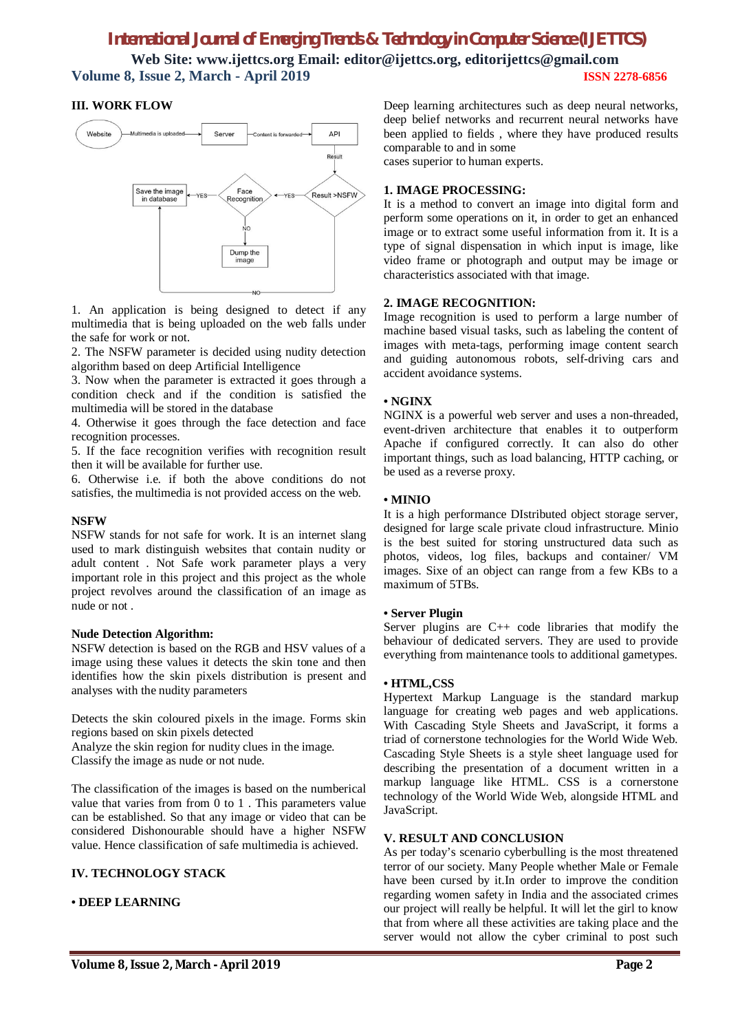## III. WORK FLOW

1. An application is being designed to detect if any multimedia that is being uploaded on the web falls under the safe for work or not.
2. The NSFW parameter is decided using nudity detection algorithm based on deep Artificial Intelligence
3. Now when the parameter is extracted it goes through a condition check and if the condition is satisfied the multimedia will be stored in the database
4. Otherwise it goes through the face detection and face recognition processes.
5. If the face recognition verifies with recognition result then it will be available for further use.
6. Otherwise i.e. if both the above conditions do not satisfies, the multimedia is not provided access on the web.

### NSFW

NSFW stands for not safe for work. It is an internet slang used to mark distinguish websites that contain nudity or adult content . Not Safe work parameter plays a very important role in this project and this project as the whole project revolves around the classification of an image as nude or not .

### Nude Detection Algorithm:

NSFW detection is based on the RGB and HSV values of a image using these values it detects the skin tone and then identifies how the skin pixels distribution is present and analyses with the nudity parameters

Detects the skin coloured pixels in the image. Forms skin regions based on skin pixels detected
Analyze the skin region for nudity clues in the image.
Classify the image as nude or not nude.

The classification of the images is based on the numberical value that varies from from 0 to 1 . This parameters value can be established. So that any image or video that can be considered Dishonourable should have a higher NSFW value. Hence classification of safe multimedia is achieved.

## IV. TECHNOLOGY STACK

### • DEEP LEARNING

Deep learning architectures such as deep neural networks, deep belief networks and recurrent neural networks have been applied to fields , where they have produced results comparable to and in some
cases superior to human experts.

### 1. IMAGE PROCESSING:

It is a method to convert an image into digital form and perform some operations on it, in order to get an enhanced image or to extract some useful information from it. It is a type of signal dispensation in which input is image, like video frame or photograph and output may be image or characteristics associated with that image.

### 2. IMAGE RECOGNITION:

Image recognition is used to perform a large number of machine based visual tasks, such as labeling the content of images with meta-tags, performing image content search and guiding autonomous robots, self-driving cars and accident avoidance systems.

### • NGINX

NGINX is a powerful web server and uses a non-threaded, event-driven architecture that enables it to outperform Apache if configured correctly. It can also do other important things, such as load balancing, HTTP caching, or be used as a reverse proxy.

### • MINIO

It is a high performance DIstributed object storage server, designed for large scale private cloud infrastructure. Minio is the best suited for storing unstructured data such as photos, videos, log files, backups and container/ VM images. Sixe of an object can range from a few KBs to a maximum of 5TBs.

### • Server Plugin

Server plugins are C++ code libraries that modify the behaviour of dedicated servers. They are used to provide everything from maintenance tools to additional gametypes.

### • HTML,CSS

Hypertext Markup Language is the standard markup language for creating web pages and web applications. With Cascading Style Sheets and JavaScript, it forms a triad of cornerstone technologies for the World Wide Web. Cascading Style Sheets is a style sheet language used for describing the presentation of a document written in a markup language like HTML. CSS is a cornerstone technology of the World Wide Web, alongside HTML and JavaScript.

## V. RESULT AND CONCLUSION

As per today's scenario cyberbulling is the most threatened terror of our society. Many People whether Male or Female have been cursed by it.In order to improve the condition regarding women safety in India and the associated crimes our project will really be helpful. It will let the girl to know that from where all these activities are taking place and the server would not allow the cyber criminal to post such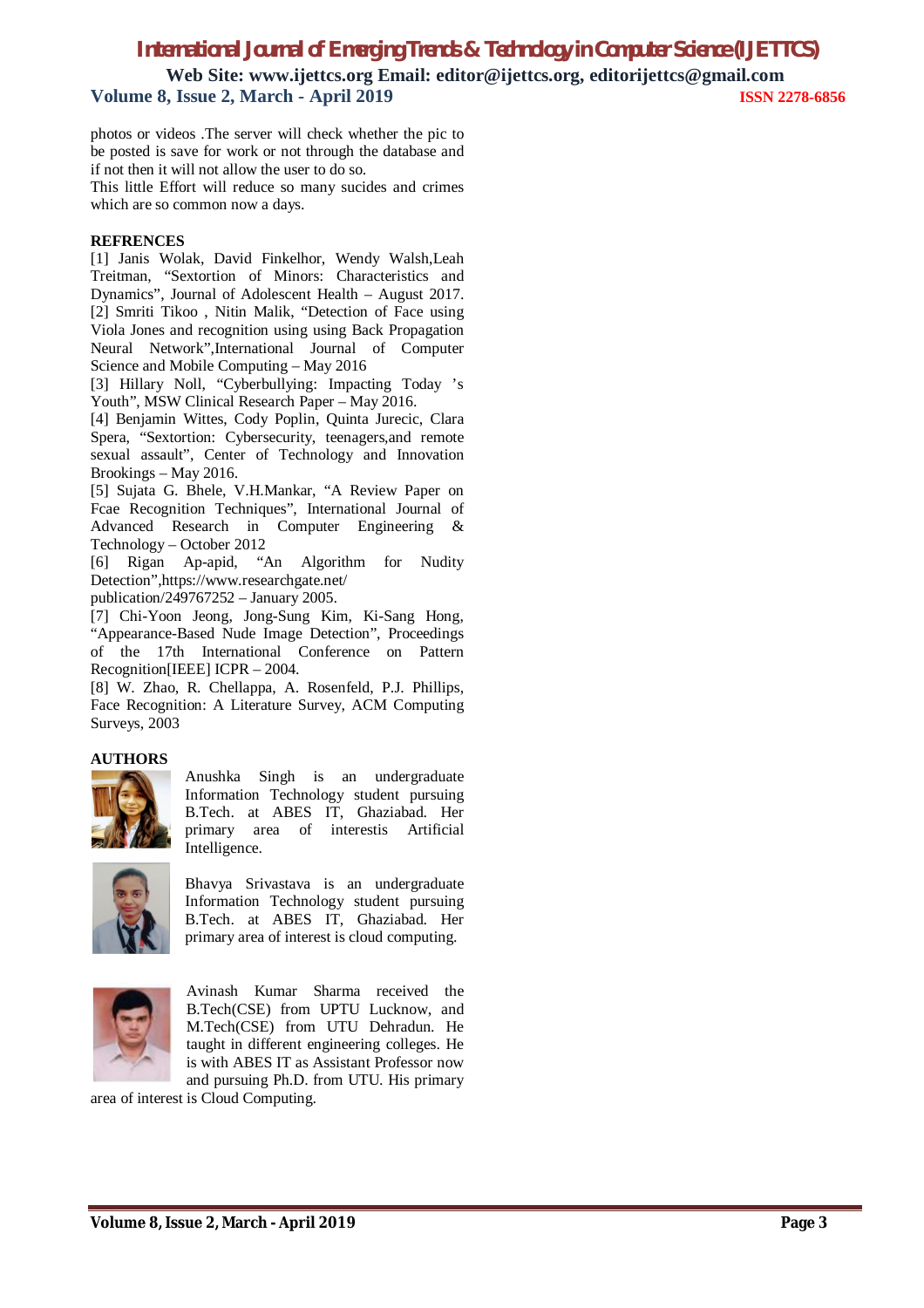photos or videos .The server will check whether the pic to be posted is save for work or not through the database and if not then it will not allow the user to do so.

This little Effort will reduce so many sucides and crimes which are so common now a days.

## REFRENCES

[1] Janis Wolak, David Finkelhor, Wendy Walsh,Leah Treitman, "Sextortion of Minors: Characteristics and Dynamics", Journal of Adolescent Health – August 2017.

[2] Smriti Tikoo , Nitin Malik, "Detection of Face using Viola Jones and recognition using using Back Propagation Neural Network",International Journal of Computer Science and Mobile Computing – May 2016

[3] Hillary Noll, "Cyberbullying: Impacting Today 's Youth", MSW Clinical Research Paper – May 2016.

[4] Benjamin Wittes, Cody Poplin, Quinta Jurecic, Clara Spera, "Sextortion: Cybersecurity, teenagers,and remote sexual assault", Center of Technology and Innovation Brookings – May 2016.

[5] Sujata G. Bhele, V.H.Mankar, "A Review Paper on Fcae Recognition Techniques", International Journal of Advanced Research in Computer Engineering & Technology – October 2012

[6] Rigan Ap-apid, "An Algorithm for Nudity Detection",https://www.researchgate.net/ publication/249767252 – January 2005.

[7] Chi-Yoon Jeong, Jong-Sung Kim, Ki-Sang Hong, "Appearance-Based Nude Image Detection", Proceedings of the 17th International Conference on Pattern Recognition[IEEE] ICPR – 2004.

[8] W. Zhao, R. Chellappa, A. Rosenfeld, P.J. Phillips, Face Recognition: A Literature Survey, ACM Computing Surveys, 2003

## AUTHORS

Anushka Singh is an undergraduate Information Technology student pursuing B.Tech. at ABES IT, Ghaziabad. Her primary area of interestis Artificial Intelligence.

Bhavya Srivastava is an undergraduate Information Technology student pursuing B.Tech. at ABES IT, Ghaziabad. Her primary area of interest is cloud computing.

Avinash Kumar Sharma received the B.Tech(CSE) from UPTU Lucknow, and M.Tech(CSE) from UTU Dehradun. He taught in different engineering colleges. He is with ABES IT as Assistant Professor now and pursuing Ph.D. from UTU. His primary area of interest is Cloud Computing.